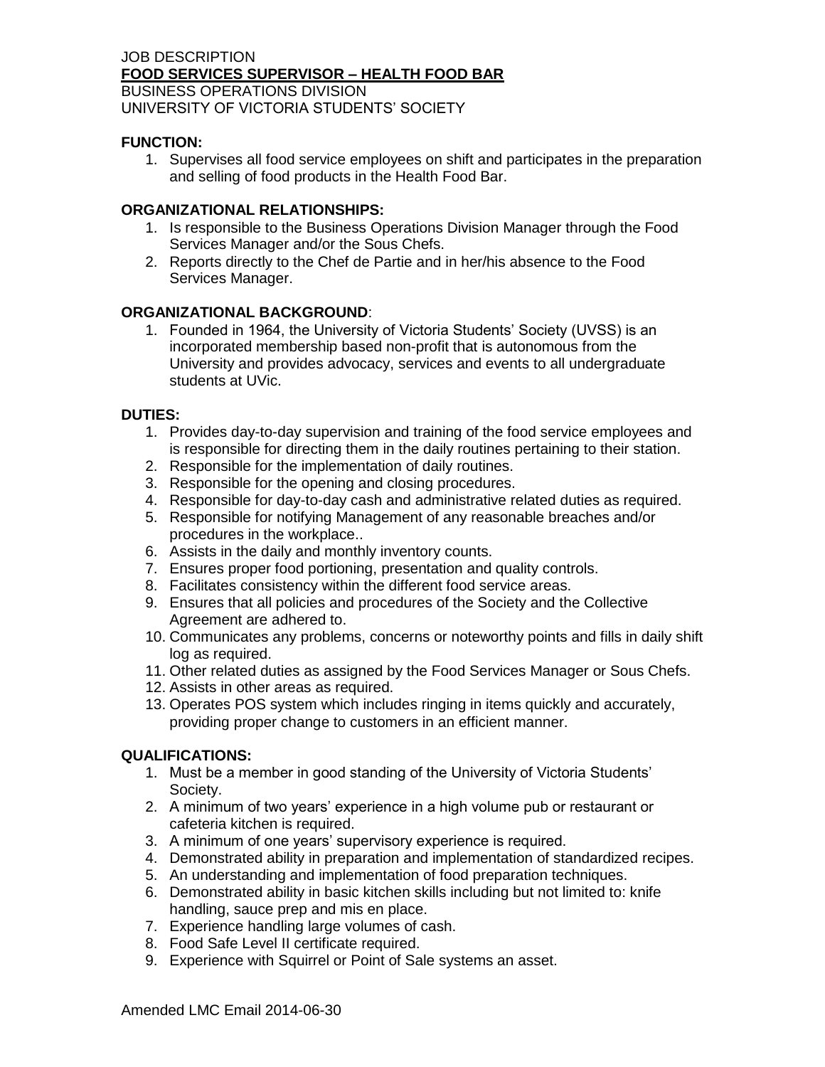JOB DESCRIPTION

**FOOD SERVICES SUPERVISOR – HEALTH FOOD BAR**

BUSINESS OPERATIONS DIVISION

UNIVERSITY OF VICTORIA STUDENTS' SOCIETY

**FUNCTION:**

1. Supervises all food service employees on shift and participates in the preparation and selling of food products in the Health Food Bar.

**ORGANIZATIONAL RELATIONSHIPS:**

1. Is responsible to the Business Operations Division Manager through the Food Services Manager and/or the Sous Chefs.
2. Reports directly to the Chef de Partie and in her/his absence to the Food Services Manager.

**ORGANIZATIONAL BACKGROUND**:

1. Founded in 1964, the University of Victoria Students' Society (UVSS) is an incorporated membership based non-profit that is autonomous from the University and provides advocacy, services and events to all undergraduate students at UVic.

**DUTIES:**

1. Provides day-to-day supervision and training of the food service employees and is responsible for directing them in the daily routines pertaining to their station.
2. Responsible for the implementation of daily routines.
3. Responsible for the opening and closing procedures.
4. Responsible for day-to-day cash and administrative related duties as required.
5. Responsible for notifying Management of any reasonable breaches and/or procedures in the workplace..
6. Assists in the daily and monthly inventory counts.
7. Ensures proper food portioning, presentation and quality controls.
8. Facilitates consistency within the different food service areas.
9. Ensures that all policies and procedures of the Society and the Collective Agreement are adhered to.
10. Communicates any problems, concerns or noteworthy points and fills in daily shift log as required.
11. Other related duties as assigned by the Food Services Manager or Sous Chefs.
12. Assists in other areas as required.
13. Operates POS system which includes ringing in items quickly and accurately, providing proper change to customers in an efficient manner.

**QUALIFICATIONS:**

1. Must be a member in good standing of the University of Victoria Students' Society.
2. A minimum of two years' experience in a high volume pub or restaurant or cafeteria kitchen is required.
3. A minimum of one years' supervisory experience is required.
4. Demonstrated ability in preparation and implementation of standardized recipes.
5. An understanding and implementation of food preparation techniques.
6. Demonstrated ability in basic kitchen skills including but not limited to: knife handling, sauce prep and mis en place.
7. Experience handling large volumes of cash.
8. Food Safe Level II certificate required.
9. Experience with Squirrel or Point of Sale systems an asset.

Amended LMC Email 2014-06-30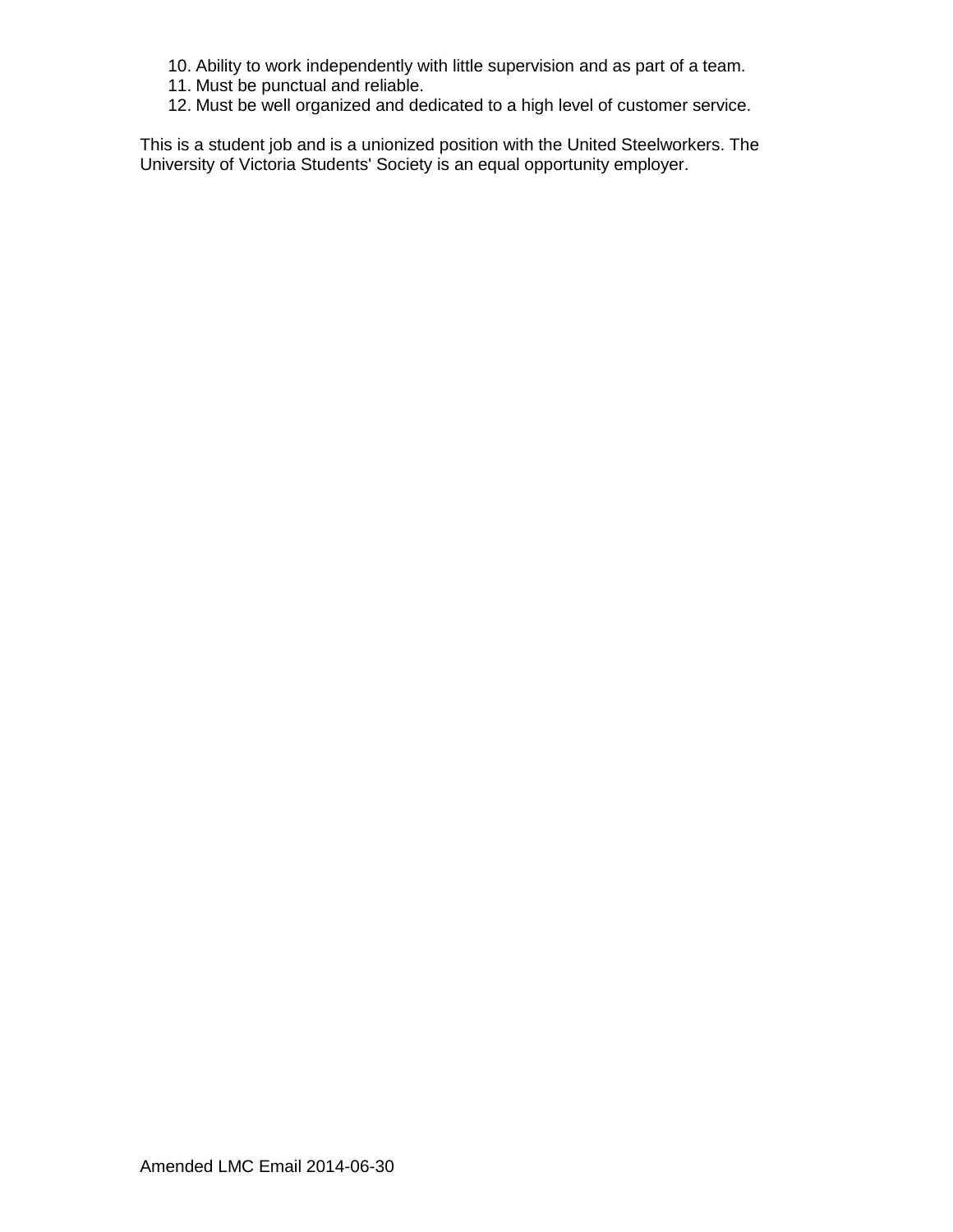10. Ability to work independently with little supervision and as part of a team.
11. Must be punctual and reliable.
12. Must be well organized and dedicated to a high level of customer service.

This is a student job and is a unionized position with the United Steelworkers. The University of Victoria Students' Society is an equal opportunity employer.

Amended LMC Email 2014-06-30